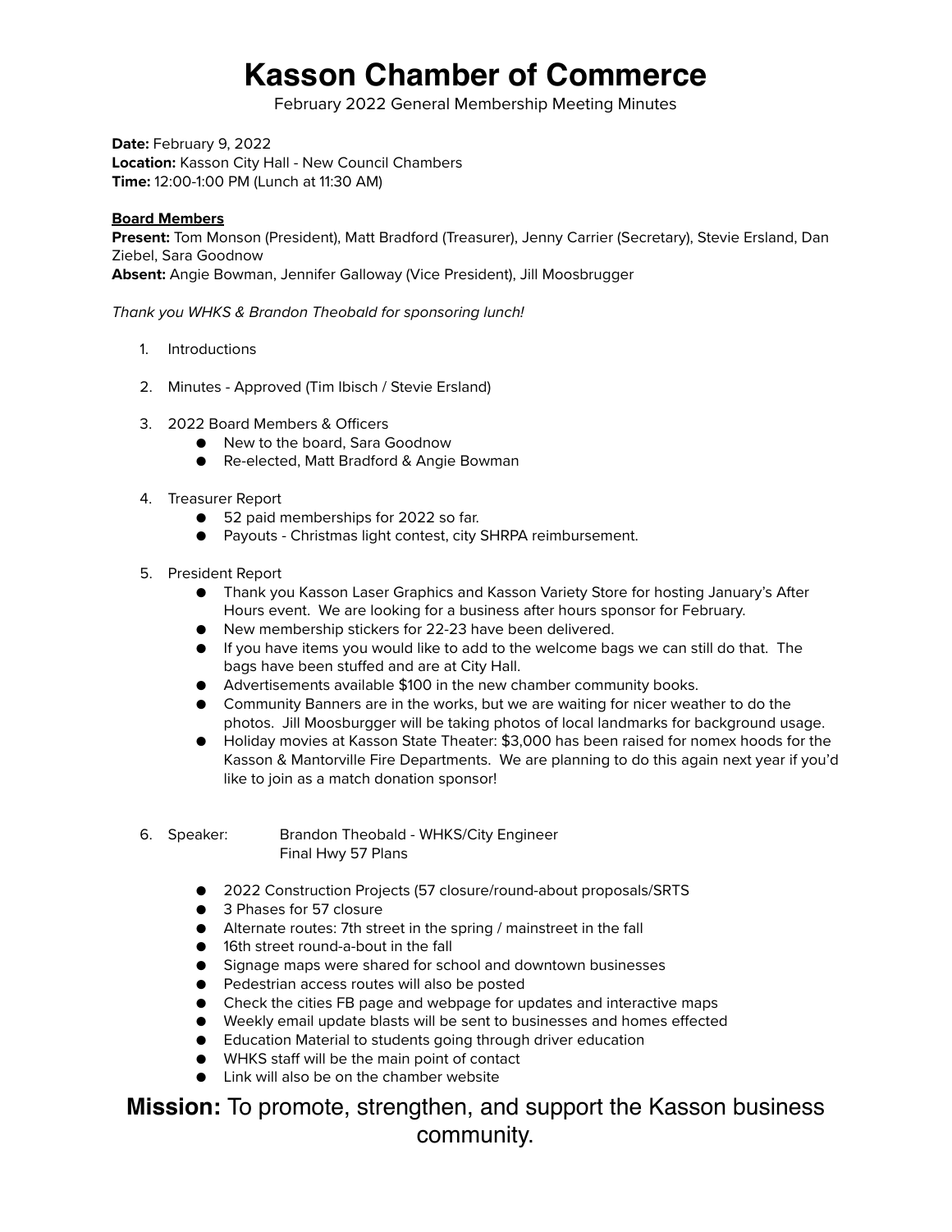# Kasson Chamber of Commerce

February 2022 General Membership Meeting Minutes

**Date:** February 9, 2022
**Location:** Kasson City Hall - New Council Chambers
**Time:** 12:00-1:00 PM (Lunch at 11:30 AM)

**Board Members**
**Present:** Tom Monson (President), Matt Bradford (Treasurer), Jenny Carrier (Secretary), Stevie Ersland, Dan Ziebel, Sara Goodnow
**Absent:** Angie Bowman, Jennifer Galloway (Vice President), Jill Moosbrugger

*Thank you WHKS & Brandon Theobald for sponsoring lunch!*

1. Introductions

2. Minutes - Approved (Tim Ibisch / Stevie Ersland)

3. 2022 Board Members & Officers
   - New to the board, Sara Goodnow
   - Re-elected, Matt Bradford & Angie Bowman

4. Treasurer Report
   - 52 paid memberships for 2022 so far.
   - Payouts - Christmas light contest, city SHRPA reimbursement.

5. President Report
   - Thank you Kasson Laser Graphics and Kasson Variety Store for hosting January's After Hours event. We are looking for a business after hours sponsor for February.
   - New membership stickers for 22-23 have been delivered.
   - If you have items you would like to add to the welcome bags we can still do that. The bags have been stuffed and are at City Hall.
   - Advertisements available $100 in the new chamber community books.
   - Community Banners are in the works, but we are waiting for nicer weather to do the photos. Jill Moosburgger will be taking photos of local landmarks for background usage.
   - Holiday movies at Kasson State Theater: $3,000 has been raised for nomex hoods for the Kasson & Mantorville Fire Departments. We are planning to do this again next year if you'd like to join as a match donation sponsor!

6. Speaker: Brandon Theobald - WHKS/City Engineer
   Final Hwy 57 Plans

   - 2022 Construction Projects (57 closure/round-about proposals/SRTS
   - 3 Phases for 57 closure
   - Alternate routes: 7th street in the spring / mainstreet in the fall
   - 16th street round-a-bout in the fall
   - Signage maps were shared for school and downtown businesses
   - Pedestrian access routes will also be posted
   - Check the cities FB page and webpage for updates and interactive maps
   - Weekly email update blasts will be sent to businesses and homes effected
   - Education Material to students going through driver education
   - WHKS staff will be the main point of contact
   - Link will also be on the chamber website

**Mission:** To promote, strengthen, and support the Kasson business community.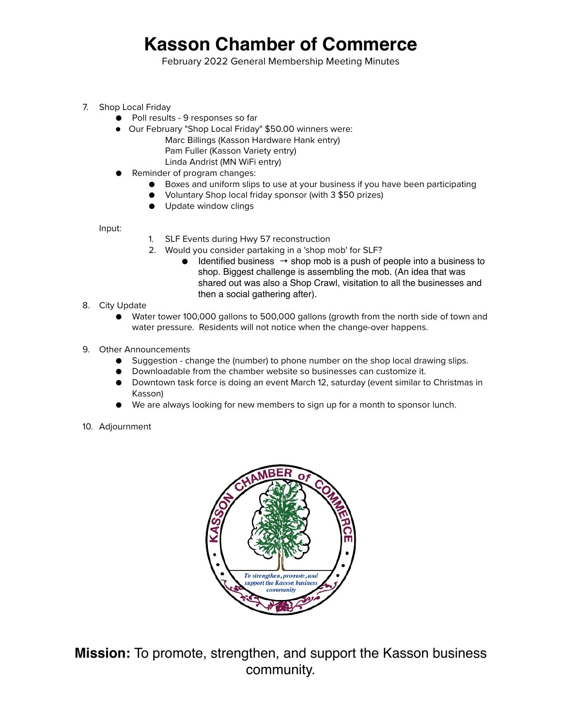# Kasson Chamber of Commerce

February 2022 General Membership Meeting Minutes

7. Shop Local Friday
   - Poll results - 9 responses so far
   - Our February "Shop Local Friday" $50.00 winners were:
     Marc Billings (Kasson Hardware Hank entry)
     Pam Fuller (Kasson Variety entry)
     Linda Andrist (MN WiFi entry)
   - Reminder of program changes:
     - Boxes and uniform slips to use at your business if you have been participating
     - Voluntary Shop local friday sponsor (with 3 $50 prizes)
     - Update window clings

   Input:

     1. SLF Events during Hwy 57 reconstruction
     2. Would you consider partaking in a 'shop mob' for SLF?
        - Identified business → shop mob is a push of people into a business to shop. Biggest challenge is assembling the mob. (An idea that was shared out was also a Shop Crawl, visitation to all the businesses and then a social gathering after).

8. City Update
   - Water tower 100,000 gallons to 500,000 gallons (growth from the north side of town and water pressure. Residents will not notice when the change-over happens.

9. Other Announcements
   - Suggestion - change the (number) to phone number on the shop local drawing slips.
   - Downloadable from the chamber website so businesses can customize it.
   - Downtown task force is doing an event March 12, saturday (event similar to Christmas in Kasson)
   - We are always looking for new members to sign up for a month to sponsor lunch.

10. Adjournment

KASSON CHAMBER of COMMERCE

To strengthen, promote, and support the Kasson business community

**Mission:** To promote, strengthen, and support the Kasson business community.